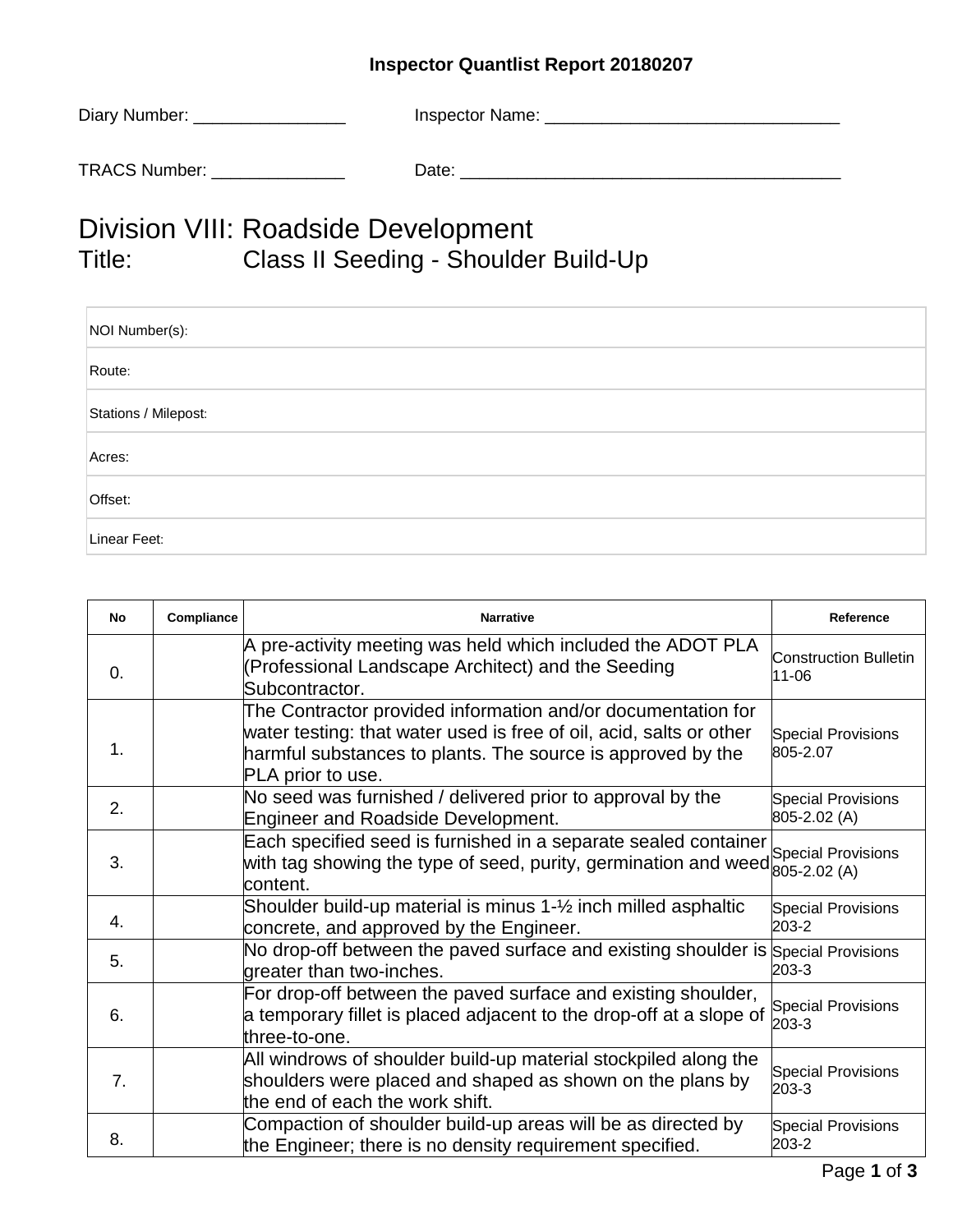**Inspector Quantlist Report 20180207**

Diary Number: ________________ Inspector Name: _______________________________

TRACS Number: ______________ Date: ________________________________________

# Division VIII: Roadside Development

## Title: Class II Seeding - Shoulder Build-Up

| | |
|---|---|
| NOI Number(s): | |
| Route: | |
| Stations / Milepost: | |
| Acres: | |
| Offset: | |
| Linear Feet: | |

| No | Compliance | Narrative | Reference |
|---|---|---|---|
| 0. | | A pre-activity meeting was held which included the ADOT PLA (Professional Landscape Architect) and the Seeding Subcontractor. | Construction Bulletin 11-06 |
| 1. | | The Contractor provided information and/or documentation for water testing: that water used is free of oil, acid, salts or other harmful substances to plants. The source is approved by the PLA prior to use. | Special Provisions 805-2.07 |
| 2. | | No seed was furnished / delivered prior to approval by the Engineer and Roadside Development. | Special Provisions 805-2.02 (A) |
| 3. | | Each specified seed is furnished in a separate sealed container with tag showing the type of seed, purity, germination and weed content. | Special Provisions 805-2.02 (A) |
| 4. | | Shoulder build-up material is minus 1-½ inch milled asphaltic concrete, and approved by the Engineer. | Special Provisions 203-2 |
| 5. | | No drop-off between the paved surface and existing shoulder is greater than two-inches. | Special Provisions 203-3 |
| 6. | | For drop-off between the paved surface and existing shoulder, a temporary fillet is placed adjacent to the drop-off at a slope of three-to-one. | Special Provisions 203-3 |
| 7. | | All windrows of shoulder build-up material stockpiled along the shoulders were placed and shaped as shown on the plans by the end of each the work shift. | Special Provisions 203-3 |
| 8. | | Compaction of shoulder build-up areas will be as directed by the Engineer; there is no density requirement specified. | Special Provisions 203-2 |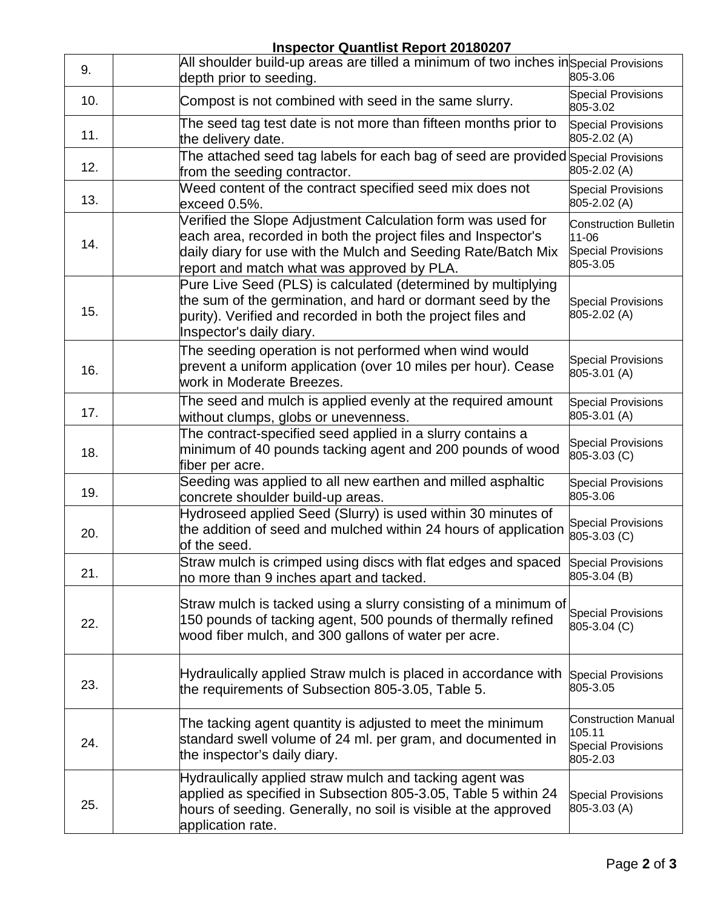## Inspector Quantlist Report 20180207

| | | | |
|---|---|---|---|
| 9. | | All shoulder build-up areas are tilled a minimum of two inches in depth prior to seeding. | Special Provisions 805-3.06 |
| 10. | | Compost is not combined with seed in the same slurry. | Special Provisions 805-3.02 |
| 11. | | The seed tag test date is not more than fifteen months prior to the delivery date. | Special Provisions 805-2.02 (A) |
| 12. | | The attached seed tag labels for each bag of seed are provided from the seeding contractor. | Special Provisions 805-2.02 (A) |
| 13. | | Weed content of the contract specified seed mix does not exceed 0.5%. | Special Provisions 805-2.02 (A) |
| 14. | | Verified the Slope Adjustment Calculation form was used for each area, recorded in both the project files and Inspector's daily diary for use with the Mulch and Seeding Rate/Batch Mix report and match what was approved by PLA. | Construction Bulletin 11-06 Special Provisions 805-3.05 |
| 15. | | Pure Live Seed (PLS) is calculated (determined by multiplying the sum of the germination, and hard or dormant seed by the purity). Verified and recorded in both the project files and Inspector's daily diary. | Special Provisions 805-2.02 (A) |
| 16. | | The seeding operation is not performed when wind would prevent a uniform application (over 10 miles per hour). Cease work in Moderate Breezes. | Special Provisions 805-3.01 (A) |
| 17. | | The seed and mulch is applied evenly at the required amount without clumps, globs or unevenness. | Special Provisions 805-3.01 (A) |
| 18. | | The contract-specified seed applied in a slurry contains a minimum of 40 pounds tacking agent and 200 pounds of wood fiber per acre. | Special Provisions 805-3.03 (C) |
| 19. | | Seeding was applied to all new earthen and milled asphaltic concrete shoulder build-up areas. | Special Provisions 805-3.06 |
| 20. | | Hydroseed applied Seed (Slurry) is used within 30 minutes of the addition of seed and mulched within 24 hours of application of the seed. | Special Provisions 805-3.03 (C) |
| 21. | | Straw mulch is crimped using discs with flat edges and spaced no more than 9 inches apart and tacked. | Special Provisions 805-3.04 (B) |
| 22. | | Straw mulch is tacked using a slurry consisting of a minimum of 150 pounds of tacking agent, 500 pounds of thermally refined wood fiber mulch, and 300 gallons of water per acre. | Special Provisions 805-3.04 (C) |
| 23. | | Hydraulically applied Straw mulch is placed in accordance with the requirements of Subsection 805-3.05, Table 5. | Special Provisions 805-3.05 |
| 24. | | The tacking agent quantity is adjusted to meet the minimum standard swell volume of 24 ml. per gram, and documented in the inspector's daily diary. | Construction Manual 105.11 Special Provisions 805-2.03 |
| 25. | | Hydraulically applied straw mulch and tacking agent was applied as specified in Subsection 805-3.05, Table 5 within 24 hours of seeding. Generally, no soil is visible at the approved application rate. | Special Provisions 805-3.03 (A) |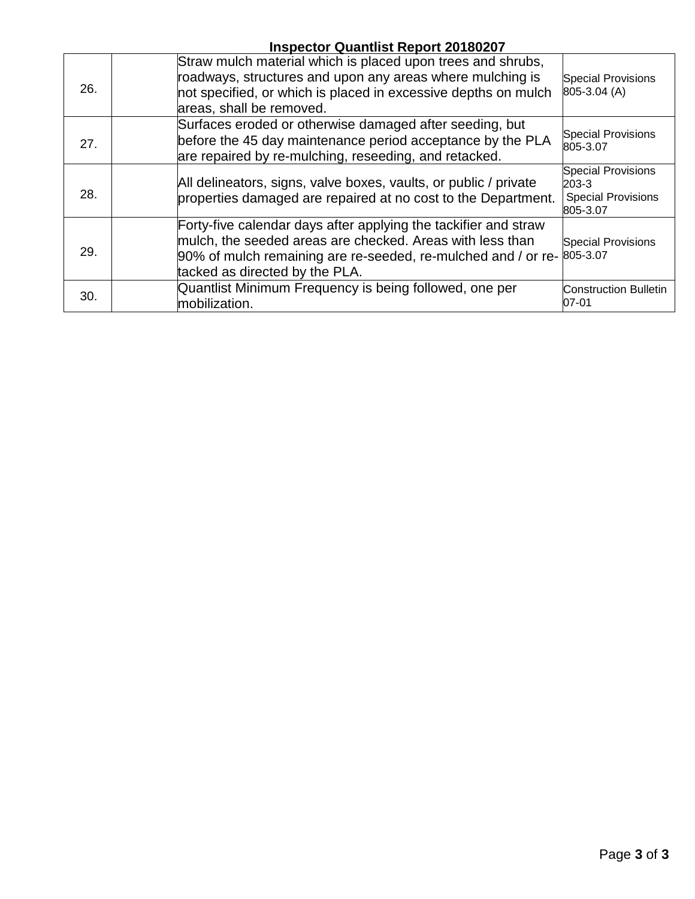**Inspector Quantlist Report 20180207**

| | | | |
|---|---|---|---|
| 26. | | Straw mulch material which is placed upon trees and shrubs, roadways, structures and upon any areas where mulching is not specified, or which is placed in excessive depths on mulch areas, shall be removed. | Special Provisions 805-3.04 (A) |
| 27. | | Surfaces eroded or otherwise damaged after seeding, but before the 45 day maintenance period acceptance by the PLA are repaired by re-mulching, reseeding, and retacked. | Special Provisions 805-3.07 |
| 28. | | All delineators, signs, valve boxes, vaults, or public / private properties damaged are repaired at no cost to the Department. | Special Provisions 203-3 Special Provisions 805-3.07 |
| 29. | | Forty-five calendar days after applying the tackifier and straw mulch, the seeded areas are checked. Areas with less than 90% of mulch remaining are re-seeded, re-mulched and / or re-tacked as directed by the PLA. | Special Provisions 805-3.07 |
| 30. | | Quantlist Minimum Frequency is being followed, one per mobilization. | Construction Bulletin 07-01 |